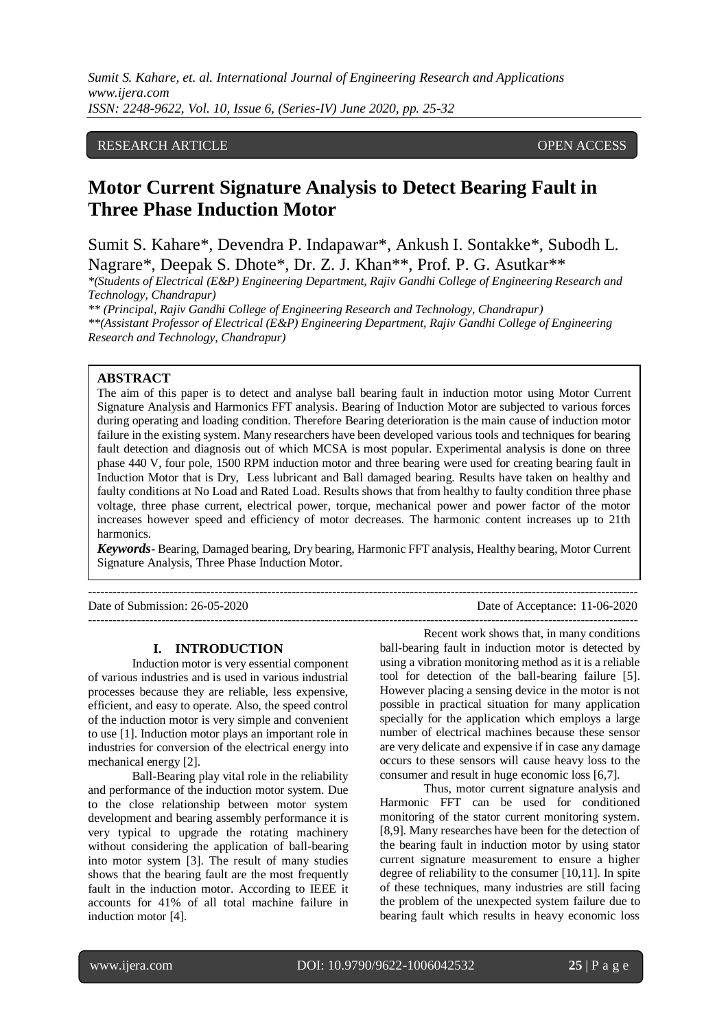RESEARCH ARTICLE OPEN ACCESS

# Motor Current Signature Analysis to Detect Bearing Fault in Three Phase Induction Motor

Sumit S. Kahare*, Devendra P. Indapawar*, Ankush I. Sontakke*, Subodh L. Nagrare*, Deepak S. Dhote*, Dr. Z. J. Khan**, Prof. P. G. Asutkar**

*(Students of Electrical (E&P) Engineering Department, Rajiv Gandhi College of Engineering Research and Technology, Chandrapur)*
*** (Principal, Rajiv Gandhi College of Engineering Research and Technology, Chandrapur)*
***(Assistant Professor of Electrical (E&P) Engineering Department, Rajiv Gandhi College of Engineering Research and Technology, Chandrapur)*

## ABSTRACT

The aim of this paper is to detect and analyse ball bearing fault in induction motor using Motor Current Signature Analysis and Harmonics FFT analysis. Bearing of Induction Motor are subjected to various forces during operating and loading condition. Therefore Bearing deterioration is the main cause of induction motor failure in the existing system. Many researchers have been developed various tools and techniques for bearing fault detection and diagnosis out of which MCSA is most popular. Experimental analysis is done on three phase 440 V, four pole, 1500 RPM induction motor and three bearing were used for creating bearing fault in Induction Motor that is Dry, Less lubricant and Ball damaged bearing. Results have taken on healthy and faulty conditions at No Load and Rated Load. Results shows that from healthy to faulty condition three phase voltage, three phase current, electrical power, torque, mechanical power and power factor of the motor increases however speed and efficiency of motor decreases. The harmonic content increases up to 21th harmonics.

***Keywords*** - Bearing, Damaged bearing, Dry bearing, Harmonic FFT analysis, Healthy bearing, Motor Current Signature Analysis, Three Phase Induction Motor.

---

Date of Submission: 26-05-2020 Date of Acceptance: 11-06-2020

---

## I. INTRODUCTION

Induction motor is very essential component of various industries and is used in various industrial processes because they are reliable, less expensive, efficient, and easy to operate. Also, the speed control of the induction motor is very simple and convenient to use [1]. Induction motor plays an important role in industries for conversion of the electrical energy into mechanical energy [2].

Ball-Bearing play vital role in the reliability and performance of the induction motor system. Due to the close relationship between motor system development and bearing assembly performance it is very typical to upgrade the rotating machinery without considering the application of ball-bearing into motor system [3]. The result of many studies shows that the bearing fault are the most frequently fault in the induction motor. According to IEEE it accounts for 41% of all total machine failure in induction motor [4].

Recent work shows that, in many conditions ball-bearing fault in induction motor is detected by using a vibration monitoring method as it is a reliable tool for detection of the ball-bearing failure [5]. However placing a sensing device in the motor is not possible in practical situation for many application specially for the application which employs a large number of electrical machines because these sensor are very delicate and expensive if in case any damage occurs to these sensors will cause heavy loss to the consumer and result in huge economic loss [6,7].

Thus, motor current signature analysis and Harmonic FFT can be used for conditioned monitoring of the stator current monitoring system. [8,9]. Many researches have been for the detection of the bearing fault in induction motor by using stator current signature measurement to ensure a higher degree of reliability to the consumer [10,11]. In spite of these techniques, many industries are still facing the problem of the unexpected system failure due to bearing fault which results in heavy economic loss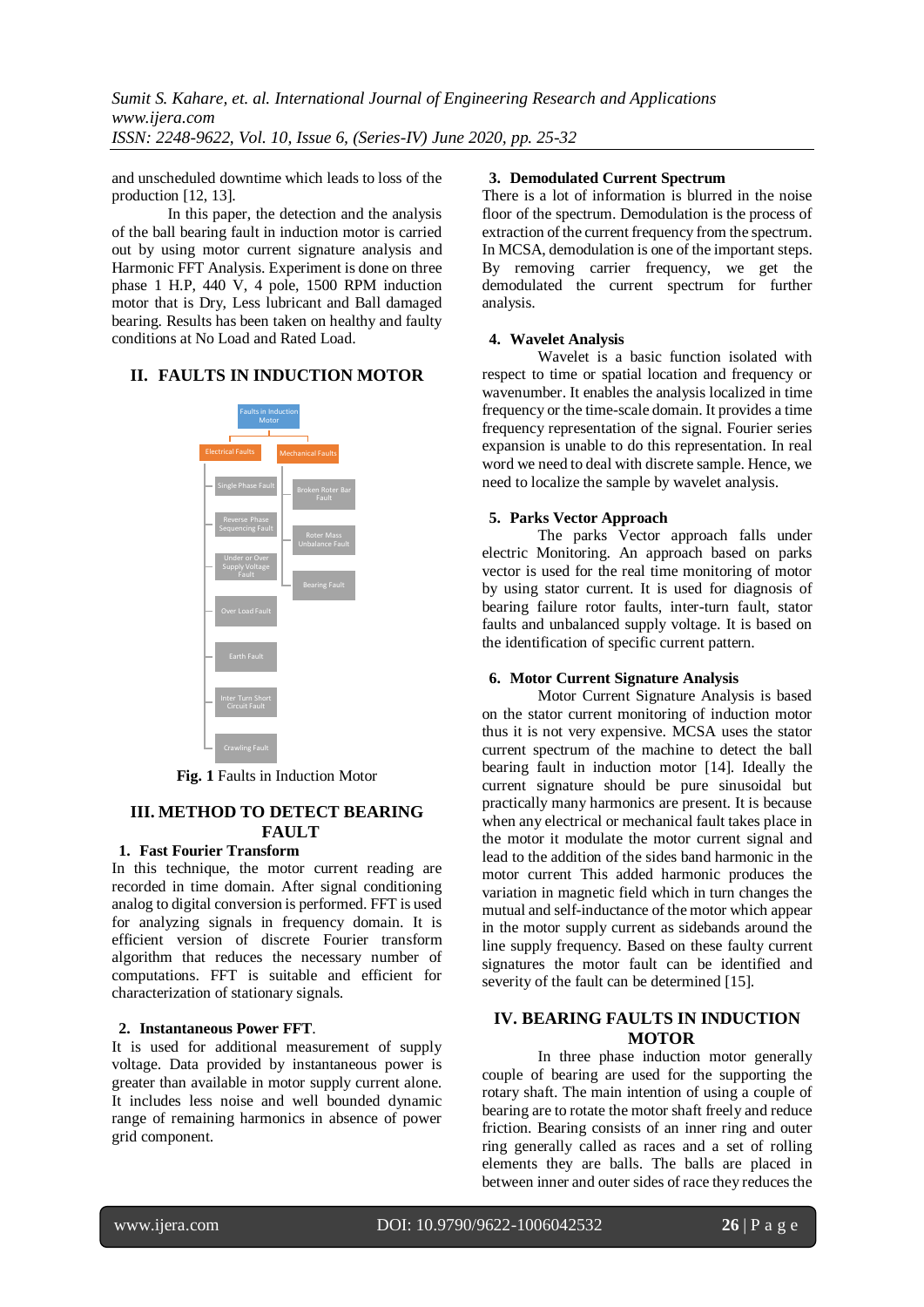and unscheduled downtime which leads to loss of the production [12, 13].

In this paper, the detection and the analysis of the ball bearing fault in induction motor is carried out by using motor current signature analysis and Harmonic FFT Analysis. Experiment is done on three phase 1 H.P, 440 V, 4 pole, 1500 RPM induction motor that is Dry, Less lubricant and Ball damaged bearing. Results has been taken on healthy and faulty conditions at No Load and Rated Load.

## II. FAULTS IN INDUCTION MOTOR

- Faults in Induction Motor
  - Electrical Faults
    - Single Phase Fault
    - Reverse Phase Sequencing Fault
    - Under or Over Supply Voltage Fault
    - Over Load Fault
    - Earth Fault
    - Inter Turn Short Circuit Fault
    - Crawling Fault
  - Mechanical Faults
    - Broken Roter Bar Fault
    - Roter Mass Unbalance Fault
    - Bearing Fault

**Fig. 1** Faults in Induction Motor

## III. METHOD TO DETECT BEARING FAULT

### 1. Fast Fourier Transform

In this technique, the motor current reading are recorded in time domain. After signal conditioning analog to digital conversion is performed. FFT is used for analyzing signals in frequency domain. It is efficient version of discrete Fourier transform algorithm that reduces the necessary number of computations. FFT is suitable and efficient for characterization of stationary signals.

### 2. Instantaneous Power FFT.

It is used for additional measurement of supply voltage. Data provided by instantaneous power is greater than available in motor supply current alone. It includes less noise and well bounded dynamic range of remaining harmonics in absence of power grid component.

### 3. Demodulated Current Spectrum

There is a lot of information is blurred in the noise floor of the spectrum. Demodulation is the process of extraction of the current frequency from the spectrum. In MCSA, demodulation is one of the important steps. By removing carrier frequency, we get the demodulated the current spectrum for further analysis.

### 4. Wavelet Analysis

Wavelet is a basic function isolated with respect to time or spatial location and frequency or wavenumber. It enables the analysis localized in time frequency or the time-scale domain. It provides a time frequency representation of the signal. Fourier series expansion is unable to do this representation. In real word we need to deal with discrete sample. Hence, we need to localize the sample by wavelet analysis.

### 5. Parks Vector Approach

The parks Vector approach falls under electric Monitoring. An approach based on parks vector is used for the real time monitoring of motor by using stator current. It is used for diagnosis of bearing failure rotor faults, inter-turn fault, stator faults and unbalanced supply voltage. It is based on the identification of specific current pattern.

### 6. Motor Current Signature Analysis

Motor Current Signature Analysis is based on the stator current monitoring of induction motor thus it is not very expensive. MCSA uses the stator current spectrum of the machine to detect the ball bearing fault in induction motor [14]. Ideally the current signature should be pure sinusoidal but practically many harmonics are present. It is because when any electrical or mechanical fault takes place in the motor it modulate the motor current signal and lead to the addition of the sides band harmonic in the motor current This added harmonic produces the variation in magnetic field which in turn changes the mutual and self-inductance of the motor which appear in the motor supply current as sidebands around the line supply frequency. Based on these faulty current signatures the motor fault can be identified and severity of the fault can be determined [15].

## IV. BEARING FAULTS IN INDUCTION MOTOR

In three phase induction motor generally couple of bearing are used for the supporting the rotary shaft. The main intention of using a couple of bearing are to rotate the motor shaft freely and reduce friction. Bearing consists of an inner ring and outer ring generally called as races and a set of rolling elements they are balls. The balls are placed in between inner and outer sides of race they reduces the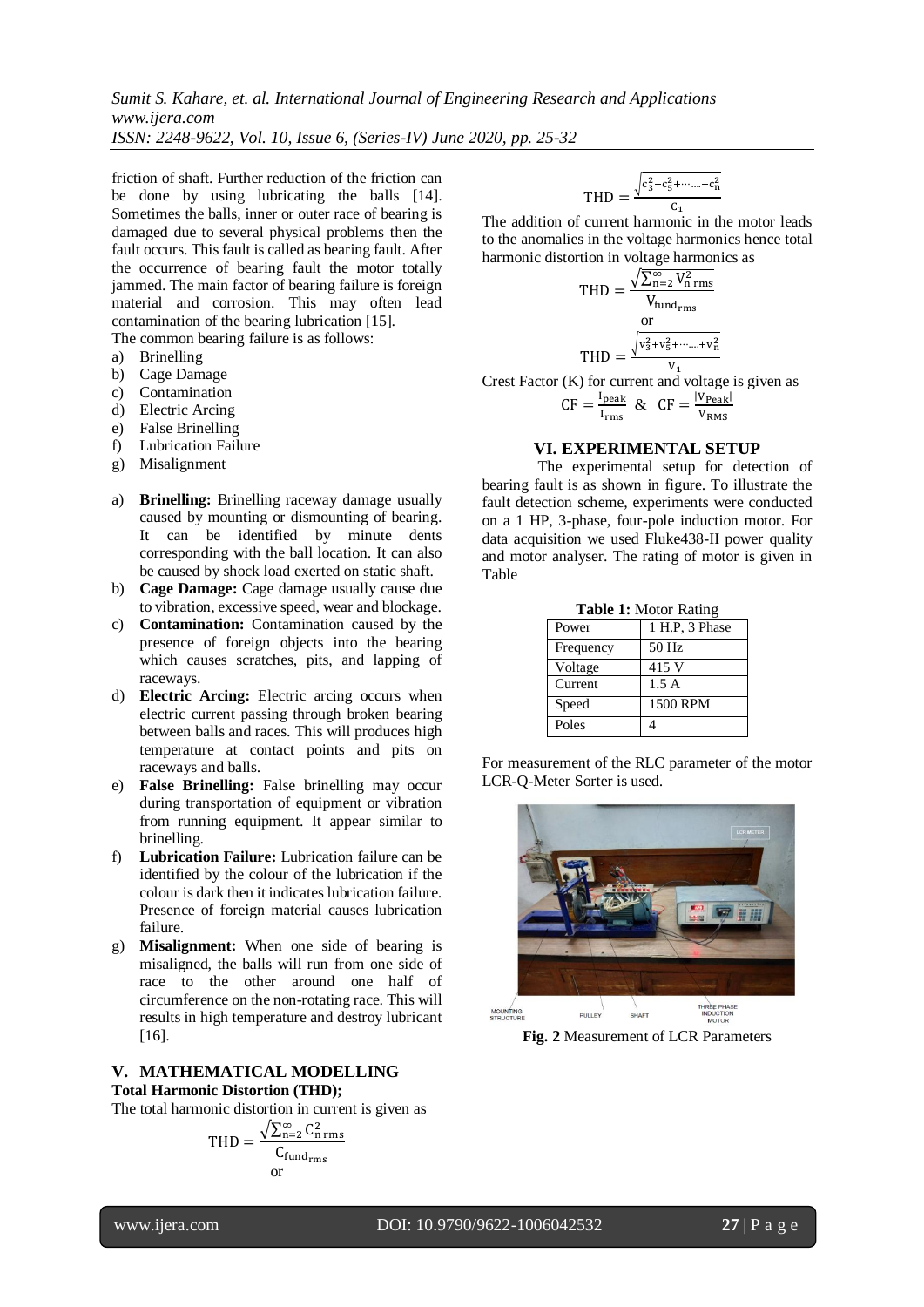friction of shaft. Further reduction of the friction can be done by using lubricating the balls [14]. Sometimes the balls, inner or outer race of bearing is damaged due to several physical problems then the fault occurs. This fault is called as bearing fault. After the occurrence of bearing fault the motor totally jammed. The main factor of bearing failure is foreign material and corrosion. This may often lead contamination of the bearing lubrication [15].

The common bearing failure is as follows:

a) Brinelling
b) Cage Damage
c) Contamination
d) Electric Arcing
e) False Brinelling
f) Lubrication Failure
g) Misalignment

a) **Brinelling:** Brinelling raceway damage usually caused by mounting or dismounting of bearing. It can be identified by minute dents corresponding with the ball location. It can also be caused by shock load exerted on static shaft.
b) **Cage Damage:** Cage damage usually cause due to vibration, excessive speed, wear and blockage.
c) **Contamination:** Contamination caused by the presence of foreign objects into the bearing which causes scratches, pits, and lapping of raceways.
d) **Electric Arcing:** Electric arcing occurs when electric current passing through broken bearing between balls and races. This will produces high temperature at contact points and pits on raceways and balls.
e) **False Brinelling:** False brinelling may occur during transportation of equipment or vibration from running equipment. It appear similar to brinelling.
f) **Lubrication Failure:** Lubrication failure can be identified by the colour of the lubrication if the colour is dark then it indicates lubrication failure. Presence of foreign material causes lubrication failure.
g) **Misalignment:** When one side of bearing is misaligned, the balls will run from one side of race to the other around one half of circumference on the non-rotating race. This will results in high temperature and destroy lubricant [16].

## V. MATHEMATICAL MODELLING

**Total Harmonic Distortion (THD);**

The total harmonic distortion in current is given as

$$\mathrm{THD} = \frac{\sqrt{\sum_{n=2}^{\infty} C_{n\,rms}^2}}{C_{fund_{rms}}}$$

or

$$\mathrm{THD} = \frac{\sqrt{c_3^2 + c_5^2 + \cdots \ldots + c_n^2}}{c_1}$$

The addition of current harmonic in the motor leads to the anomalies in the voltage harmonics hence total harmonic distortion in voltage harmonics as

$$\mathrm{THD} = \frac{\sqrt{\sum_{n=2}^{\infty} V_{n\,rms}^2}}{V_{fund_{rms}}}$$

or

$$\mathrm{THD} = \frac{\sqrt{v_3^2 + v_5^2 + \cdots \ldots + v_n^2}}{v_1}$$

Crest Factor (K) for current and voltage is given as

$$\mathrm{CF} = \frac{I_{peak}}{I_{rms}} \;\; \& \;\; \mathrm{CF} = \frac{|V_{Peak}|}{V_{RMS}}$$

## VI. EXPERIMENTAL SETUP

The experimental setup for detection of bearing fault is as shown in figure. To illustrate the fault detection scheme, experiments were conducted on a 1 HP, 3-phase, four-pole induction motor. For data acquisition we used Fluke438-II power quality and motor analyser. The rating of motor is given in Table

**Table 1:** Motor Rating

| Power | 1 H.P, 3 Phase |
|---|---|
| Frequency | 50 Hz |
| Voltage | 415 V |
| Current | 1.5 A |
| Speed | 1500 RPM |
| Poles | 4 |

For measurement of the RLC parameter of the motor LCR-Q-Meter Sorter is used.

**Fig. 2** Measurement of LCR Parameters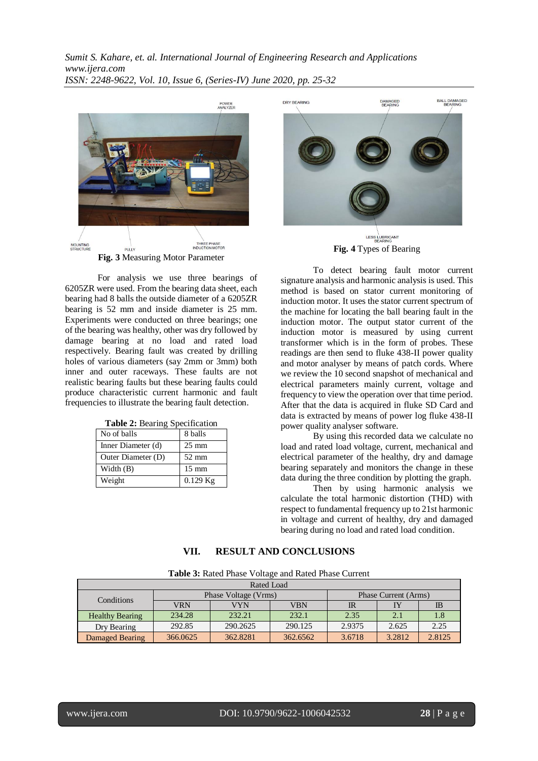Fig. 3 Measuring Motor Parameter

For analysis we use three bearings of 6205ZR were used. From the bearing data sheet, each bearing had 8 balls the outside diameter of a 6205ZR bearing is 52 mm and inside diameter is 25 mm. Experiments were conducted on three bearings; one of the bearing was healthy, other was dry followed by damage bearing at no load and rated load respectively. Bearing fault was created by drilling holes of various diameters (say 2mm or 3mm) both inner and outer raceways. These faults are not realistic bearing faults but these bearing faults could produce characteristic current harmonic and fault frequencies to illustrate the bearing fault detection.

**Table 2:** Bearing Specification

| | |
|---|---|
| No of balls | 8 balls |
| Inner Diameter (d) | 25 mm |
| Outer Diameter (D) | 52 mm |
| Width (B) | 15 mm |
| Weight | 0.129 Kg |

Fig. 4 Types of Bearing

To detect bearing fault motor current signature analysis and harmonic analysis is used. This method is based on stator current monitoring of induction motor. It uses the stator current spectrum of the machine for locating the ball bearing fault in the induction motor. The output stator current of the induction motor is measured by using current transformer which is in the form of probes. These readings are then send to fluke 438-II power quality and motor analyser by means of patch cords. Where we review the 10 second snapshot of mechanical and electrical parameters mainly current, voltage and frequency to view the operation over that time period. After that the data is acquired in fluke SD Card and data is extracted by means of power log fluke 438-II power quality analyser software.

By using this recorded data we calculate no load and rated load voltage, current, mechanical and electrical parameter of the healthy, dry and damage bearing separately and monitors the change in these data during the three condition by plotting the graph.

Then by using harmonic analysis we calculate the total harmonic distortion (THD) with respect to fundamental frequency up to 21st harmonic in voltage and current of healthy, dry and damaged bearing during no load and rated load condition.

## VII. RESULT AND CONCLUSIONS

**Table 3:** Rated Phase Voltage and Rated Phase Current

| Rated Load | | | | | | |
|---|---|---|---|---|---|---|
| Conditions | Phase Voltage (Vrms) | | | Phase Current (Arms) | | |
| | VRN | VYN | VBN | IR | IY | IB |
| Healthy Bearing | 234.28 | 232.21 | 232.1 | 2.35 | 2.1 | 1.8 |
| Dry Bearing | 292.85 | 290.2625 | 290.125 | 2.9375 | 2.625 | 2.25 |
| Damaged Bearing | 366.0625 | 362.8281 | 362.6562 | 3.6718 | 3.2812 | 2.8125 |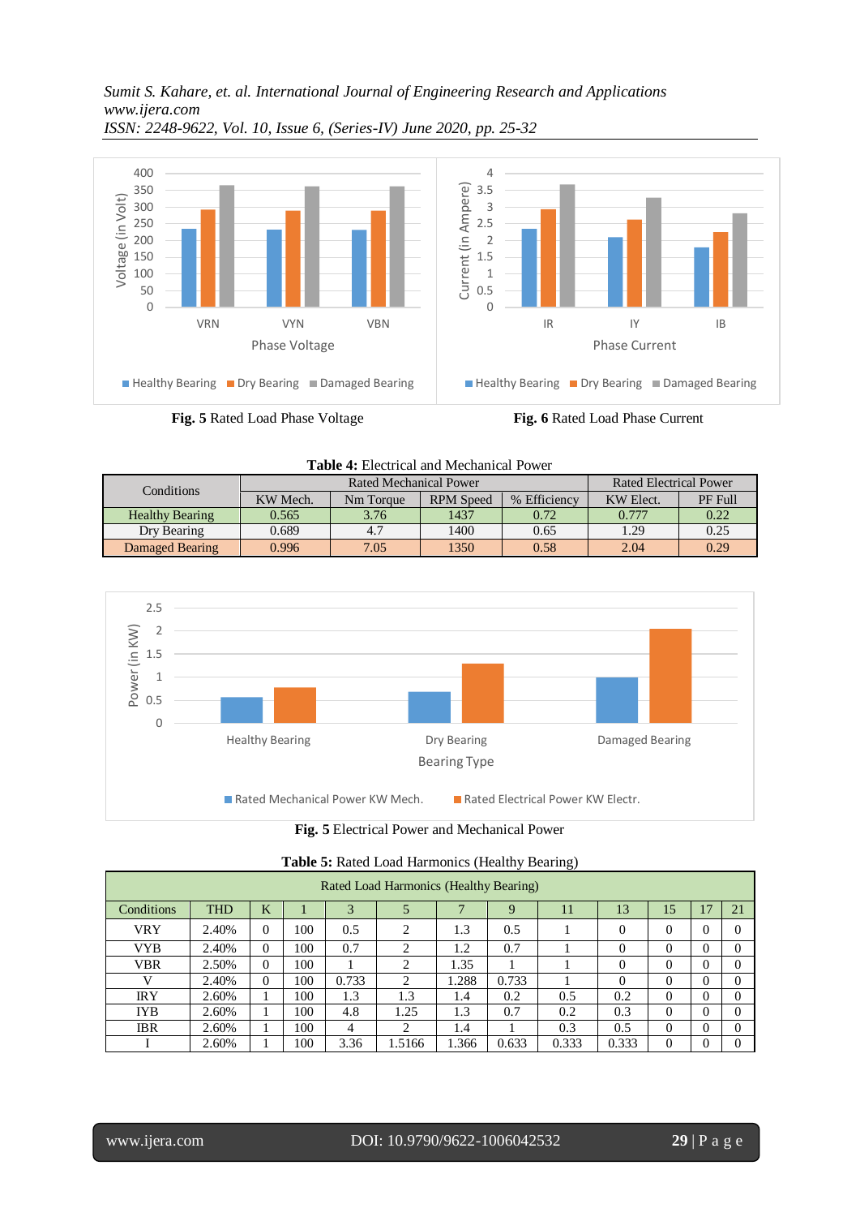**Fig. 5** Rated Load Phase Voltage

**Fig. 6** Rated Load Phase Current

**Table 4:** Electrical and Mechanical Power

| Conditions | Rated Mechanical Power | | | | Rated Electrical Power | |
|---|---|---|---|---|---|---|
| | KW Mech. | Nm Torque | RPM Speed | % Efficiency | KW Elect. | PF Full |
| Healthy Bearing | 0.565 | 3.76 | 1437 | 0.72 | 0.777 | 0.22 |
| Dry Bearing | 0.689 | 4.7 | 1400 | 0.65 | 1.29 | 0.25 |
| Damaged Bearing | 0.996 | 7.05 | 1350 | 0.58 | 2.04 | 0.29 |

**Fig. 5** Electrical Power and Mechanical Power

**Table 5:** Rated Load Harmonics (Healthy Bearing)

| Rated Load Harmonics (Healthy Bearing) | | | | | | | | | | | | |
|---|---|---|---|---|---|---|---|---|---|---|---|---|
| Conditions | THD | K | 1 | 3 | 5 | 7 | 9 | 11 | 13 | 15 | 17 | 21 |
| VRY | 2.40% | 0 | 100 | 0.5 | 2 | 1.3 | 0.5 | 1 | 0 | 0 | 0 | 0 |
| VYB | 2.40% | 0 | 100 | 0.7 | 2 | 1.2 | 0.7 | 1 | 0 | 0 | 0 | 0 |
| VBR | 2.50% | 0 | 100 | 1 | 2 | 1.35 | 1 | 1 | 0 | 0 | 0 | 0 |
| V | 2.40% | 0 | 100 | 0.733 | 2 | 1.288 | 0.733 | 1 | 0 | 0 | 0 | 0 |
| IRY | 2.60% | 1 | 100 | 1.3 | 1.3 | 1.4 | 0.2 | 0.5 | 0.2 | 0 | 0 | 0 |
| IYB | 2.60% | 1 | 100 | 4.8 | 1.25 | 1.3 | 0.7 | 0.2 | 0.3 | 0 | 0 | 0 |
| IBR | 2.60% | 1 | 100 | 4 | 2 | 1.4 | 1 | 0.3 | 0.5 | 0 | 0 | 0 |
| I | 2.60% | 1 | 100 | 3.36 | 1.5166 | 1.366 | 0.633 | 0.333 | 0.333 | 0 | 0 | 0 |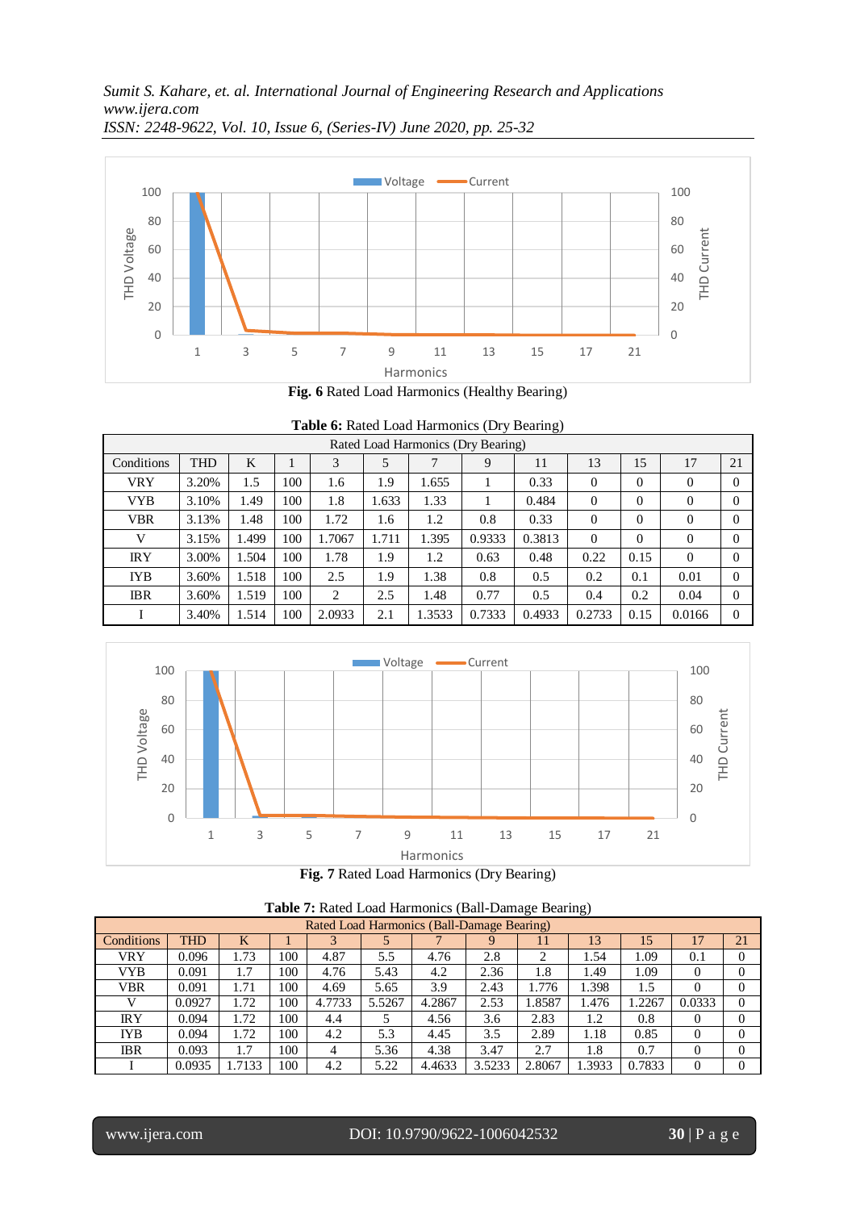Fig. 6 Rated Load Harmonics (Healthy Bearing)

**Table 6:** Rated Load Harmonics (Dry Bearing)

| Rated Load Harmonics (Dry Bearing) | | | | | | | | | | | | | |
|---|---|---|---|---|---|---|---|---|---|---|---|---|---|
| Conditions | THD | K | 1 | 3 | 5 | 7 | 9 | 11 | 13 | 15 | 17 | 21 |
| VRY | 3.20% | 1.5 | 100 | 1.6 | 1.9 | 1.655 | 1 | 0.33 | 0 | 0 | 0 | 0 |
| VYB | 3.10% | 1.49 | 100 | 1.8 | 1.633 | 1.33 | 1 | 0.484 | 0 | 0 | 0 | 0 |
| VBR | 3.13% | 1.48 | 100 | 1.72 | 1.6 | 1.2 | 0.8 | 0.33 | 0 | 0 | 0 | 0 |
| V | 3.15% | 1.499 | 100 | 1.7067 | 1.711 | 1.395 | 0.9333 | 0.3813 | 0 | 0 | 0 | 0 |
| IRY | 3.00% | 1.504 | 100 | 1.78 | 1.9 | 1.2 | 0.63 | 0.48 | 0.22 | 0.15 | 0 | 0 |
| IYB | 3.60% | 1.518 | 100 | 2.5 | 1.9 | 1.38 | 0.8 | 0.5 | 0.2 | 0.1 | 0.01 | 0 |
| IBR | 3.60% | 1.519 | 100 | 2 | 2.5 | 1.48 | 0.77 | 0.5 | 0.4 | 0.2 | 0.04 | 0 |
| I | 3.40% | 1.514 | 100 | 2.0933 | 2.1 | 1.3533 | 0.7333 | 0.4933 | 0.2733 | 0.15 | 0.0166 | 0 |

Fig. 7 Rated Load Harmonics (Dry Bearing)

**Table 7:** Rated Load Harmonics (Ball-Damage Bearing)

| Rated Load Harmonics (Ball-Damage Bearing) | | | | | | | | | | | | |
|---|---|---|---|---|---|---|---|---|---|---|---|---|
| Conditions | THD | K | 1 | 3 | 5 | 7 | 9 | 11 | 13 | 15 | 17 | 21 |
| VRY | 0.096 | 1.73 | 100 | 4.87 | 5.5 | 4.76 | 2.8 | 2 | 1.54 | 1.09 | 0.1 | 0 |
| VYB | 0.091 | 1.7 | 100 | 4.76 | 5.43 | 4.2 | 2.36 | 1.8 | 1.49 | 1.09 | 0 | 0 |
| VBR | 0.091 | 1.71 | 100 | 4.69 | 5.65 | 3.9 | 2.43 | 1.776 | 1.398 | 1.5 | 0 | 0 |
| V | 0.0927 | 1.72 | 100 | 4.7733 | 5.5267 | 4.2867 | 2.53 | 1.8587 | 1.476 | 1.2267 | 0.0333 | 0 |
| IRY | 0.094 | 1.72 | 100 | 4.4 | 5 | 4.56 | 3.6 | 2.83 | 1.2 | 0.8 | 0 | 0 |
| IYB | 0.094 | 1.72 | 100 | 4.2 | 5.3 | 4.45 | 3.5 | 2.89 | 1.18 | 0.85 | 0 | 0 |
| IBR | 0.093 | 1.7 | 100 | 4 | 5.36 | 4.38 | 3.47 | 2.7 | 1.8 | 0.7 | 0 | 0 |
| I | 0.0935 | 1.7133 | 100 | 4.2 | 5.22 | 4.4633 | 3.5233 | 2.8067 | 1.3933 | 0.7833 | 0 | 0 |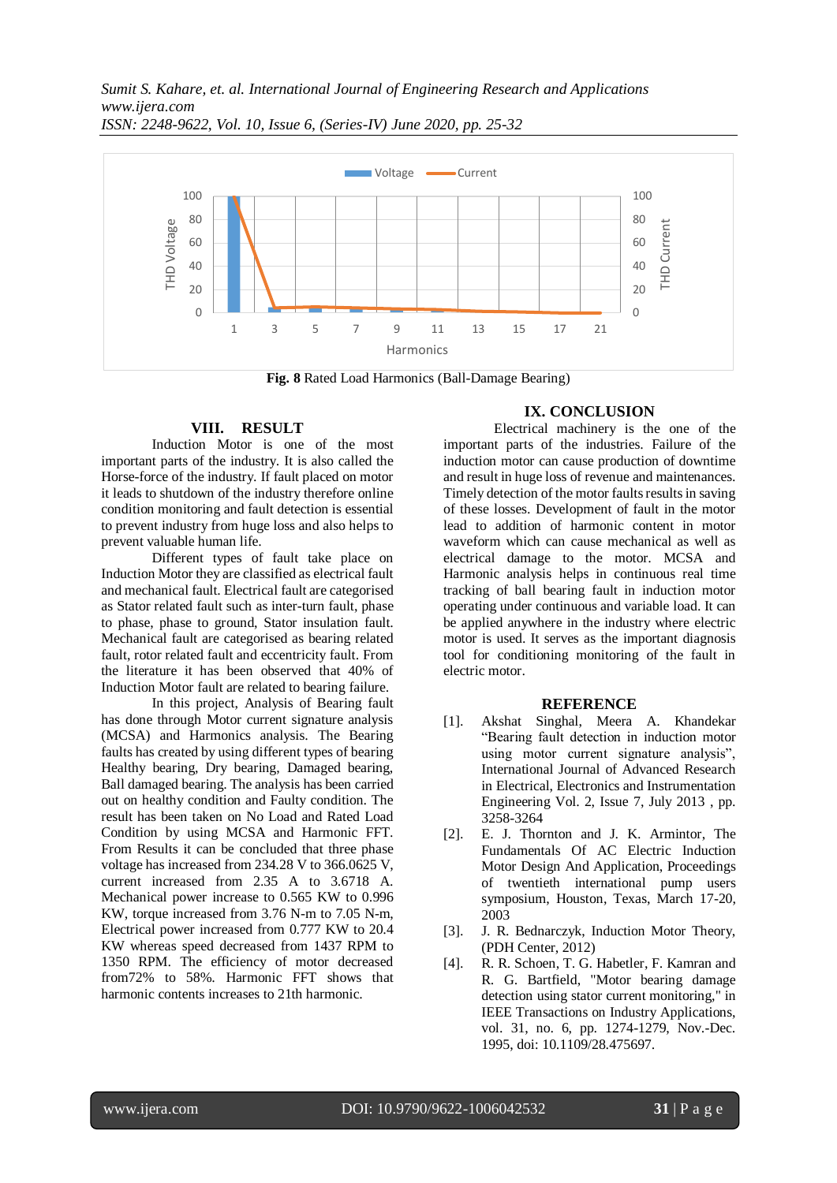Fig. 8 Rated Load Harmonics (Ball-Damage Bearing)

## VIII. RESULT

Induction Motor is one of the most important parts of the industry. It is also called the Horse-force of the industry. If fault placed on motor it leads to shutdown of the industry therefore online condition monitoring and fault detection is essential to prevent industry from huge loss and also helps to prevent valuable human life.

Different types of fault take place on Induction Motor they are classified as electrical fault and mechanical fault. Electrical fault are categorised as Stator related fault such as inter-turn fault, phase to phase, phase to ground, Stator insulation fault. Mechanical fault are categorised as bearing related fault, rotor related fault and eccentricity fault. From the literature it has been observed that 40% of Induction Motor fault are related to bearing failure.

In this project, Analysis of Bearing fault has done through Motor current signature analysis (MCSA) and Harmonics analysis. The Bearing faults has created by using different types of bearing Healthy bearing, Dry bearing, Damaged bearing, Ball damaged bearing. The analysis has been carried out on healthy condition and Faulty condition. The result has been taken on No Load and Rated Load Condition by using MCSA and Harmonic FFT. From Results it can be concluded that three phase voltage has increased from 234.28 V to 366.0625 V, current increased from 2.35 A to 3.6718 A. Mechanical power increase to 0.565 KW to 0.996 KW, torque increased from 3.76 N-m to 7.05 N-m, Electrical power increased from 0.777 KW to 20.4 KW whereas speed decreased from 1437 RPM to 1350 RPM. The efficiency of motor decreased from72% to 58%. Harmonic FFT shows that harmonic contents increases to 21th harmonic.

## IX. CONCLUSION

Electrical machinery is the one of the important parts of the industries. Failure of the induction motor can cause production of downtime and result in huge loss of revenue and maintenances. Timely detection of the motor faults results in saving of these losses. Development of fault in the motor lead to addition of harmonic content in motor waveform which can cause mechanical as well as electrical damage to the motor. MCSA and Harmonic analysis helps in continuous real time tracking of ball bearing fault in induction motor operating under continuous and variable load. It can be applied anywhere in the industry where electric motor is used. It serves as the important diagnosis tool for conditioning monitoring of the fault in electric motor.

## REFERENCE

[1]. Akshat Singhal, Meera A. Khandekar "Bearing fault detection in induction motor using motor current signature analysis", International Journal of Advanced Research in Electrical, Electronics and Instrumentation Engineering Vol. 2, Issue 7, July 2013 , pp. 3258-3264

[2]. E. J. Thornton and J. K. Armintor, The Fundamentals Of AC Electric Induction Motor Design And Application, Proceedings of twentieth international pump users symposium, Houston, Texas, March 17-20, 2003

[3]. J. R. Bednarczyk, Induction Motor Theory, (PDH Center, 2012)

[4]. R. R. Schoen, T. G. Habetler, F. Kamran and R. G. Bartfield, "Motor bearing damage detection using stator current monitoring," in IEEE Transactions on Industry Applications, vol. 31, no. 6, pp. 1274-1279, Nov.-Dec. 1995, doi: 10.1109/28.475697.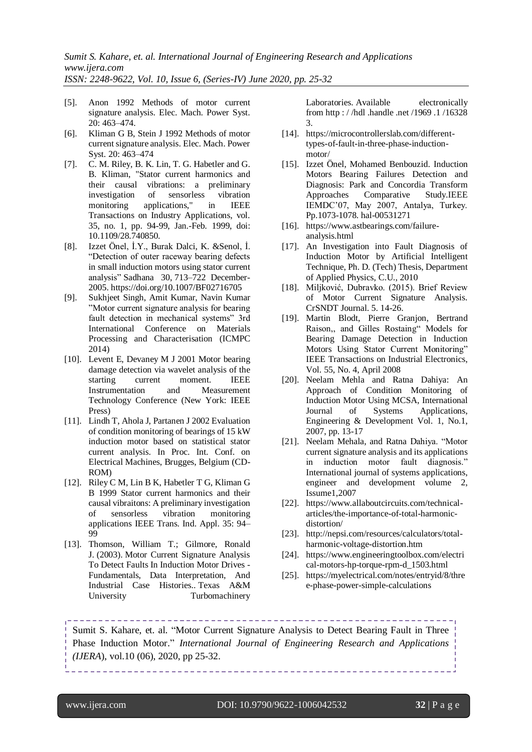[5]. Anon 1992 Methods of motor current signature analysis. Elec. Mach. Power Syst. 20: 463–474.

[6]. Kliman G B, Stein J 1992 Methods of motor current signature analysis. Elec. Mach. Power Syst. 20: 463–474

[7]. C. M. Riley, B. K. Lin, T. G. Habetler and G. B. Kliman, "Stator current harmonics and their causal vibrations: a preliminary investigation of sensorless vibration monitoring applications," in IEEE Transactions on Industry Applications, vol. 35, no. 1, pp. 94-99, Jan.-Feb. 1999, doi: 10.1109/28.740850.

[8]. Izzet Önel, İ.Y., Burak Dalci, K. &Senol, İ. "Detection of outer raceway bearing defects in small induction motors using stator current analysis" Sadhana 30, 713–722 December-2005. https://doi.org/10.1007/BF02716705

[9]. Sukhjeet Singh, Amit Kumar, Navin Kumar "Motor current signature analysis for bearing fault detection in mechanical systems" 3rd International Conference on Materials Processing and Characterisation (ICMPC 2014)

[10]. Levent E, Devaney M J 2001 Motor bearing damage detection via wavelet analysis of the starting current moment. IEEE Instrumentation and Measurement Technology Conference (New York: IEEE Press)

[11]. Lindh T, Ahola J, Partanen J 2002 Evaluation of condition monitoring of bearings of 15 kW induction motor based on statistical stator current analysis. In Proc. Int. Conf. on Electrical Machines, Brugges, Belgium (CD-ROM)

[12]. Riley C M, Lin B K, Habetler T G, Kliman G B 1999 Stator current harmonics and their causal vibraitons: A preliminary investigation of sensorless vibration monitoring applications IEEE Trans. Ind. Appl. 35: 94–99

[13]. Thomson, William T.; Gilmore, Ronald J. (2003). Motor Current Signature Analysis To Detect Faults In Induction Motor Drives - Fundamentals, Data Interpretation, And Industrial Case Histories.. Texas A&M University Turbomachinery Laboratories. Available electronically from http : / /hdl .handle .net /1969 .1 /163283.

[14]. https://microcontrollerslab.com/different-types-of-fault-in-three-phase-induction-motor/

[15]. Izzet Önel, Mohamed Benbouzid. Induction Motors Bearing Failures Detection and Diagnosis: Park and Concordia Transform Approaches Comparative Study.IEEE IEMDC'07, May 2007, Antalya, Turkey. Pp.1073-1078. hal-00531271

[16]. https://www.astbearings.com/failure-analysis.html

[17]. An Investigation into Fault Diagnosis of Induction Motor by Artificial Intelligent Technique, Ph. D. (Tech) Thesis, Department of Applied Physics, C.U., 2010

[18]. Miljković, Dubravko. (2015). Brief Review of Motor Current Signature Analysis. CrSNDT Journal. 5. 14-26.

[19]. Martin Blodt, Pierre Granjon, Bertrand Raison,, and Gilles Rostaing" Models for Bearing Damage Detection in Induction Motors Using Stator Current Monitoring" IEEE Transactions on Industrial Electronics, Vol. 55, No. 4, April 2008

[20]. Neelam Mehla and Ratna Dahiya: An Approach of Condition Monitoring of Induction Motor Using MCSA, International Journal of Systems Applications, Engineering & Development Vol. 1, No.1, 2007, pp. 13-17

[21]. Neelam Mehala, and Ratna Dahiya. "Motor current signature analysis and its applications in induction motor fault diagnosis." International journal of systems applications, engineer and development volume 2, Issume1,2007

[22]. https://www.allaboutcircuits.com/technical-articles/the-importance-of-total-harmonic-distortion/

[23]. http://nepsi.com/resources/calculators/total-harmonic-voltage-distortion.htm

[24]. https://www.engineeringtoolbox.com/electrical-motors-hp-torque-rpm-d_1503.html

[25]. https://myelectrical.com/notes/entryid/8/three-phase-power-simple-calculations

Sumit S. Kahare, et. al. "Motor Current Signature Analysis to Detect Bearing Fault in Three Phase Induction Motor." *International Journal of Engineering Research and Applications (IJERA*), vol.10 (06), 2020, pp 25-32.